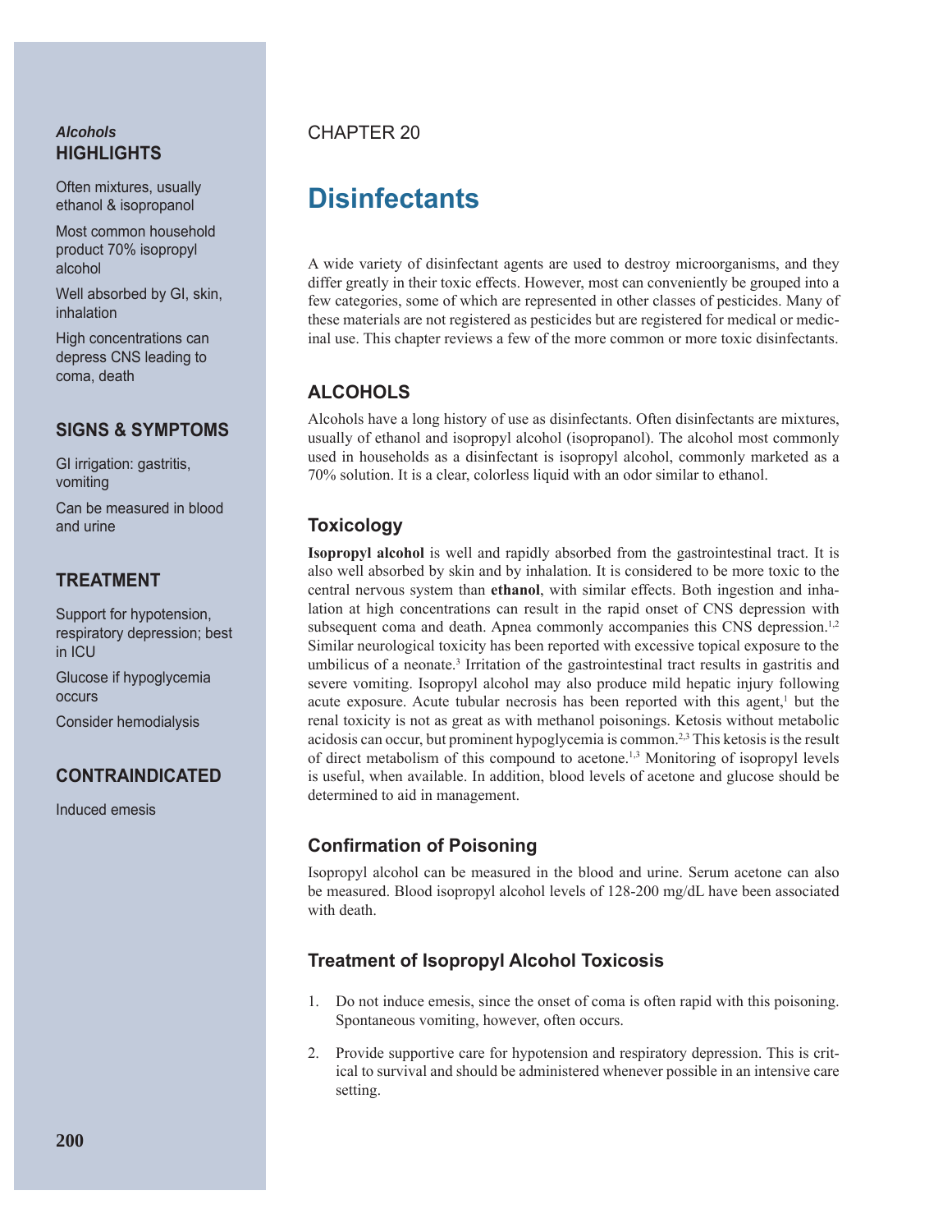*Alcohols*

**HIGHLIGHTS**

Often mixtures, usually ethanol & isopropanol

Most common household product 70% isopropyl alcohol

Well absorbed by GI, skin, inhalation

High concentrations can depress CNS leading to coma, death

**SIGNS & SYMPTOMS**

GI irrigation: gastritis, vomiting

Can be measured in blood and urine

**TREATMENT**

Support for hypotension, respiratory depression; best in ICU

Glucose if hypoglycemia occurs

Consider hemodialysis

**CONTRAINDICATED**

Induced emesis

CHAPTER 20

# Disinfectants

A wide variety of disinfectant agents are used to destroy microorganisms, and they differ greatly in their toxic effects. However, most can conveniently be grouped into a few categories, some of which are represented in other classes of pesticides. Many of these materials are not registered as pesticides but are registered for medical or medicinal use. This chapter reviews a few of the more common or more toxic disinfectants.

## ALCOHOLS

Alcohols have a long history of use as disinfectants. Often disinfectants are mixtures, usually of ethanol and isopropyl alcohol (isopropanol). The alcohol most commonly used in households as a disinfectant is isopropyl alcohol, commonly marketed as a 70% solution. It is a clear, colorless liquid with an odor similar to ethanol.

### Toxicology

**Isopropyl alcohol** is well and rapidly absorbed from the gastrointestinal tract. It is also well absorbed by skin and by inhalation. It is considered to be more toxic to the central nervous system than **ethanol**, with similar effects. Both ingestion and inhalation at high concentrations can result in the rapid onset of CNS depression with subsequent coma and death. Apnea commonly accompanies this CNS depression.[1,2] Similar neurological toxicity has been reported with excessive topical exposure to the umbilicus of a neonate.[3] Irritation of the gastrointestinal tract results in gastritis and severe vomiting. Isopropyl alcohol may also produce mild hepatic injury following acute exposure. Acute tubular necrosis has been reported with this agent,[1] but the renal toxicity is not as great as with methanol poisonings. Ketosis without metabolic acidosis can occur, but prominent hypoglycemia is common.[2,3] This ketosis is the result of direct metabolism of this compound to acetone.[1,3] Monitoring of isopropyl levels is useful, when available. In addition, blood levels of acetone and glucose should be determined to aid in management.

### Confirmation of Poisoning

Isopropyl alcohol can be measured in the blood and urine. Serum acetone can also be measured. Blood isopropyl alcohol levels of 128-200 mg/dL have been associated with death.

### Treatment of Isopropyl Alcohol Toxicosis

1. Do not induce emesis, since the onset of coma is often rapid with this poisoning. Spontaneous vomiting, however, often occurs.

2. Provide supportive care for hypotension and respiratory depression. This is critical to survival and should be administered whenever possible in an intensive care setting.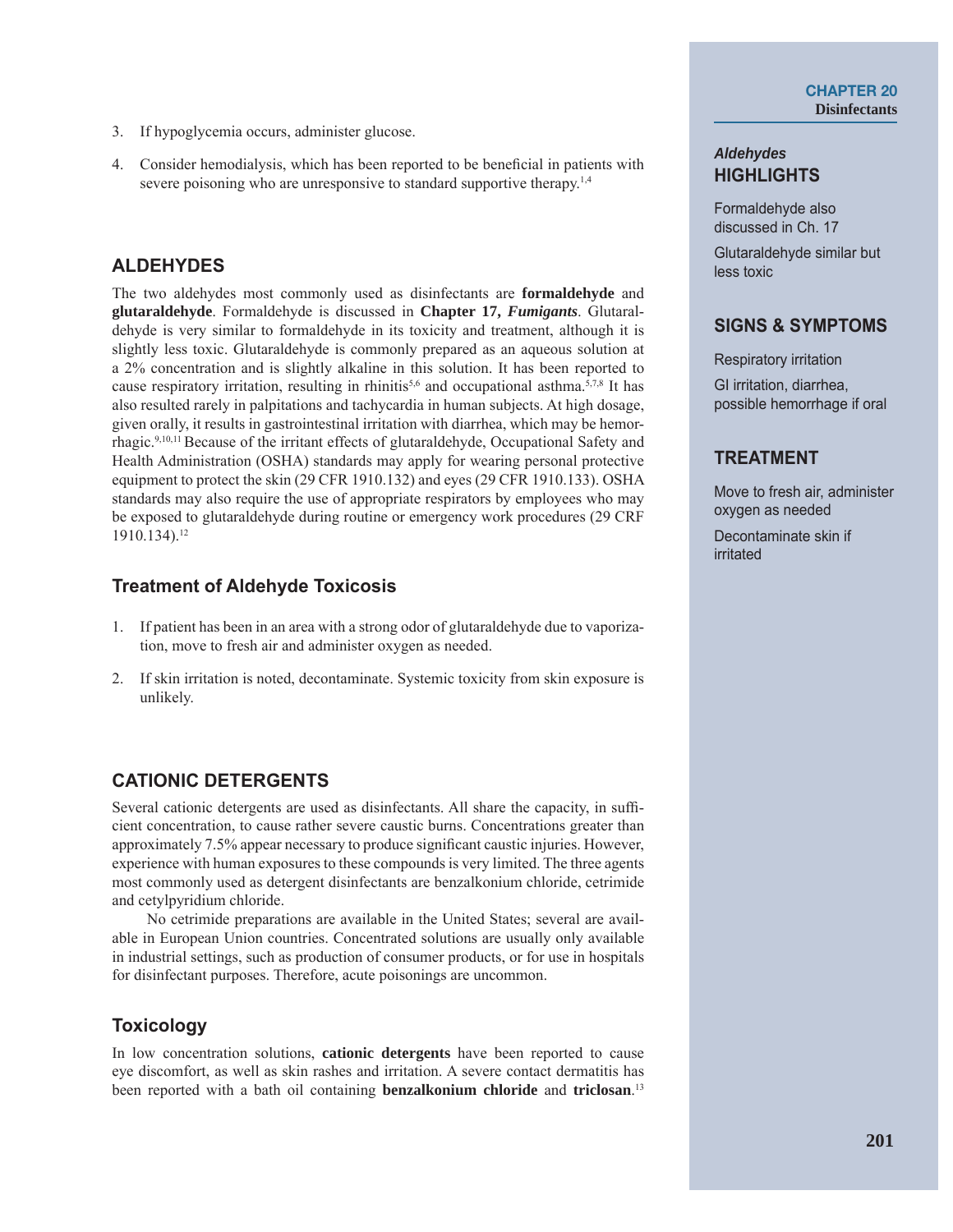3. If hypoglycemia occurs, administer glucose.

4. Consider hemodialysis, which has been reported to be beneficial in patients with severe poisoning who are unresponsive to standard supportive therapy.[1,4]

## ALDEHYDES

The two aldehydes most commonly used as disinfectants are **formaldehyde** and **glutaraldehyde**. Formaldehyde is discussed in **Chapter 17, *Fumigants***. Glutaraldehyde is very similar to formaldehyde in its toxicity and treatment, although it is slightly less toxic. Glutaraldehyde is commonly prepared as an aqueous solution at a 2% concentration and is slightly alkaline in this solution. It has been reported to cause respiratory irritation, resulting in rhinitis[5,6] and occupational asthma.[5,7,8] It has also resulted rarely in palpitations and tachycardia in human subjects. At high dosage, given orally, it results in gastrointestinal irritation with diarrhea, which may be hemorrhagic.[9,10,11] Because of the irritant effects of glutaraldehyde, Occupational Safety and Health Administration (OSHA) standards may apply for wearing personal protective equipment to protect the skin (29 CFR 1910.132) and eyes (29 CFR 1910.133). OSHA standards may also require the use of appropriate respirators by employees who may be exposed to glutaraldehyde during routine or emergency work procedures (29 CRF 1910.134).[12]

### Treatment of Aldehyde Toxicosis

1. If patient has been in an area with a strong odor of glutaraldehyde due to vaporization, move to fresh air and administer oxygen as needed.

2. If skin irritation is noted, decontaminate. Systemic toxicity from skin exposure is unlikely.

*Aldehydes*
**HIGHLIGHTS**

Formaldehyde also discussed in Ch. 17

Glutaraldehyde similar but less toxic

**SIGNS & SYMPTOMS**

Respiratory irritation

GI irritation, diarrhea, possible hemorrhage if oral

**TREATMENT**

Move to fresh air, administer oxygen as needed

Decontaminate skin if irritated

## CATIONIC DETERGENTS

Several cationic detergents are used as disinfectants. All share the capacity, in sufficient concentration, to cause rather severe caustic burns. Concentrations greater than approximately 7.5% appear necessary to produce significant caustic injuries. However, experience with human exposures to these compounds is very limited. The three agents most commonly used as detergent disinfectants are benzalkonium chloride, cetrimide and cetylpyridium chloride.

No cetrimide preparations are available in the United States; several are available in European Union countries. Concentrated solutions are usually only available in industrial settings, such as production of consumer products, or for use in hospitals for disinfectant purposes. Therefore, acute poisonings are uncommon.

### Toxicology

In low concentration solutions, **cationic detergents** have been reported to cause eye discomfort, as well as skin rashes and irritation. A severe contact dermatitis has been reported with a bath oil containing **benzalkonium chloride** and **triclosan**.[13]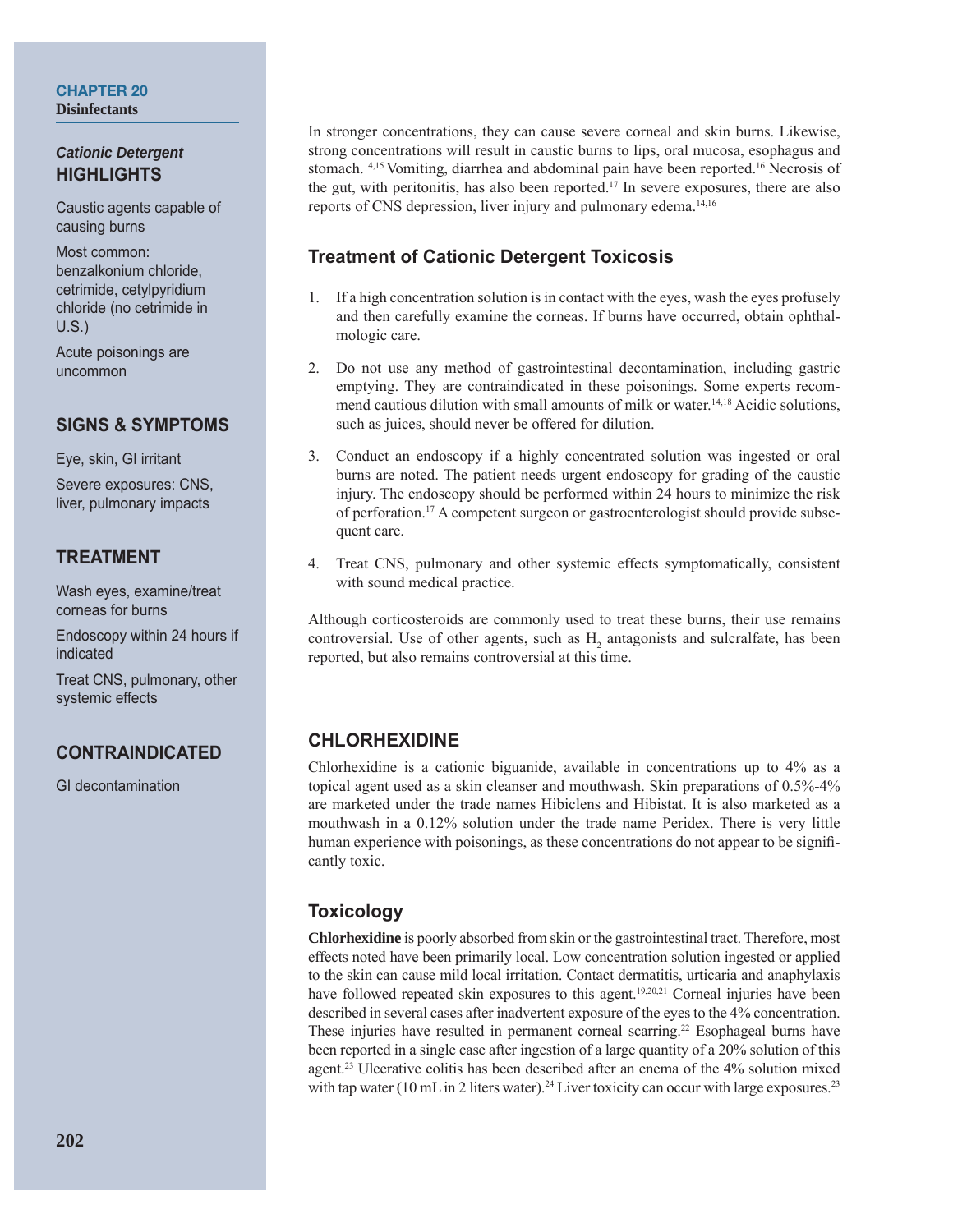### *Cationic Detergent*
## HIGHLIGHTS

Caustic agents capable of causing burns

Most common: benzalkonium chloride, cetrimide, cetylpyridium chloride (no cetrimide in U.S.)

Acute poisonings are uncommon

## SIGNS & SYMPTOMS

Eye, skin, GI irritant

Severe exposures: CNS, liver, pulmonary impacts

## TREATMENT

Wash eyes, examine/treat corneas for burns

Endoscopy within 24 hours if indicated

Treat CNS, pulmonary, other systemic effects

## CONTRAINDICATED

GI decontamination

---

In stronger concentrations, they can cause severe corneal and skin burns. Likewise, strong concentrations will result in caustic burns to lips, oral mucosa, esophagus and stomach.[14,15] Vomiting, diarrhea and abdominal pain have been reported.[16] Necrosis of the gut, with peritonitis, has also been reported.[17] In severe exposures, there are also reports of CNS depression, liver injury and pulmonary edema.[14,16]

### Treatment of Cationic Detergent Toxicosis

1. If a high concentration solution is in contact with the eyes, wash the eyes profusely and then carefully examine the corneas. If burns have occurred, obtain ophthalmologic care.

2. Do not use any method of gastrointestinal decontamination, including gastric emptying. They are contraindicated in these poisonings. Some experts recommend cautious dilution with small amounts of milk or water.[14,18] Acidic solutions, such as juices, should never be offered for dilution.

3. Conduct an endoscopy if a highly concentrated solution was ingested or oral burns are noted. The patient needs urgent endoscopy for grading of the caustic injury. The endoscopy should be performed within 24 hours to minimize the risk of perforation.[17] A competent surgeon or gastroenterologist should provide subsequent care.

4. Treat CNS, pulmonary and other systemic effects symptomatically, consistent with sound medical practice.

Although corticosteroids are commonly used to treat these burns, their use remains controversial. Use of other agents, such as $H_2$ antagonists and sulcralfate, has been reported, but also remains controversial at this time.

## CHLORHEXIDINE

Chlorhexidine is a cationic biguanide, available in concentrations up to 4% as a topical agent used as a skin cleanser and mouthwash. Skin preparations of 0.5%-4% are marketed under the trade names Hibiclens and Hibistat. It is also marketed as a mouthwash in a 0.12% solution under the trade name Peridex. There is very little human experience with poisonings, as these concentrations do not appear to be significantly toxic.

### Toxicology

**Chlorhexidine** is poorly absorbed from skin or the gastrointestinal tract. Therefore, most effects noted have been primarily local. Low concentration solution ingested or applied to the skin can cause mild local irritation. Contact dermatitis, urticaria and anaphylaxis have followed repeated skin exposures to this agent.[19,20,21] Corneal injuries have been described in several cases after inadvertent exposure of the eyes to the 4% concentration. These injuries have resulted in permanent corneal scarring.[22] Esophageal burns have been reported in a single case after ingestion of a large quantity of a 20% solution of this agent.[23] Ulcerative colitis has been described after an enema of the 4% solution mixed with tap water (10 mL in 2 liters water).[24] Liver toxicity can occur with large exposures.[23]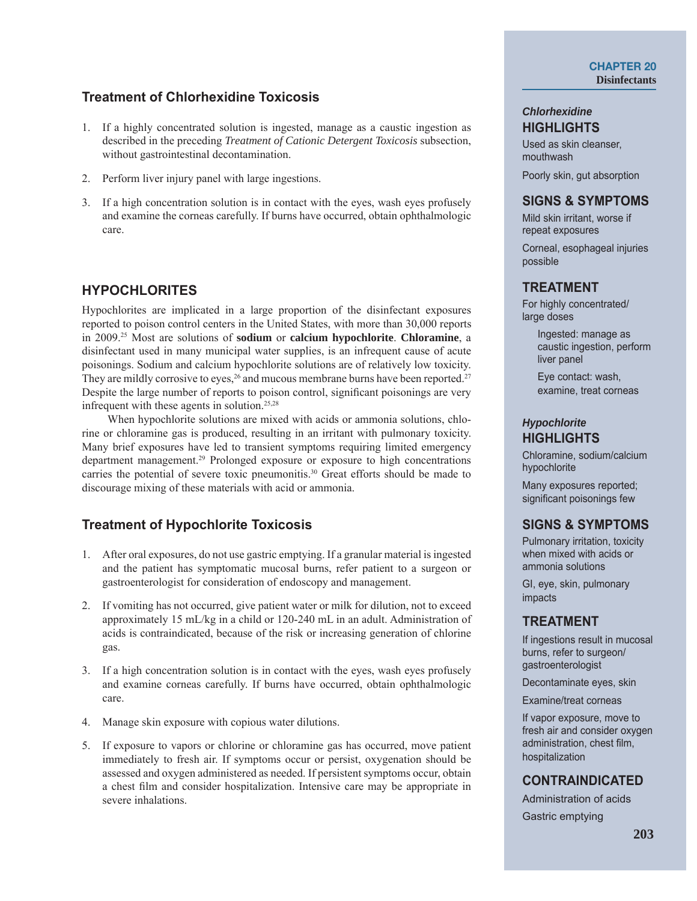### Treatment of Chlorhexidine Toxicosis

1. If a highly concentrated solution is ingested, manage as a caustic ingestion as described in the preceding *Treatment of Cationic Detergent Toxicosis* subsection, without gastrointestinal decontamination.

2. Perform liver injury panel with large ingestions.

3. If a high concentration solution is in contact with the eyes, wash eyes profusely and examine the corneas carefully. If burns have occurred, obtain ophthalmologic care.

## HYPOCHLORITES

Hypochlorites are implicated in a large proportion of the disinfectant exposures reported to poison control centers in the United States, with more than 30,000 reports in 2009.[25] Most are solutions of **sodium** or **calcium hypochlorite**. **Chloramine**, a disinfectant used in many municipal water supplies, is an infrequent cause of acute poisonings. Sodium and calcium hypochlorite solutions are of relatively low toxicity. They are mildly corrosive to eyes,[26] and mucous membrane burns have been reported.[27] Despite the large number of reports to poison control, significant poisonings are very infrequent with these agents in solution.[25,28]

When hypochlorite solutions are mixed with acids or ammonia solutions, chlorine or chloramine gas is produced, resulting in an irritant with pulmonary toxicity. Many brief exposures have led to transient symptoms requiring limited emergency department management.[29] Prolonged exposure or exposure to high concentrations carries the potential of severe toxic pneumonitis.[30] Great efforts should be made to discourage mixing of these materials with acid or ammonia.

### Treatment of Hypochlorite Toxicosis

1. After oral exposures, do not use gastric emptying. If a granular material is ingested and the patient has symptomatic mucosal burns, refer patient to a surgeon or gastroenterologist for consideration of endoscopy and management.

2. If vomiting has not occurred, give patient water or milk for dilution, not to exceed approximately 15 mL/kg in a child or 120-240 mL in an adult. Administration of acids is contraindicated, because of the risk or increasing generation of chlorine gas.

3. If a high concentration solution is in contact with the eyes, wash eyes profusely and examine corneas carefully. If burns have occurred, obtain ophthalmologic care.

4. Manage skin exposure with copious water dilutions.

5. If exposure to vapors or chlorine or chloramine gas has occurred, move patient immediately to fresh air. If symptoms occur or persist, oxygenation should be assessed and oxygen administered as needed. If persistent symptoms occur, obtain a chest film and consider hospitalization. Intensive care may be appropriate in severe inhalations.

---

*Chlorhexidine*
**HIGHLIGHTS**

Used as skin cleanser, mouthwash

Poorly skin, gut absorption

**SIGNS & SYMPTOMS**

Mild skin irritant, worse if repeat exposures

Corneal, esophageal injuries possible

**TREATMENT**

For highly concentrated/ large doses

- Ingested: manage as caustic ingestion, perform liver panel
- Eye contact: wash, examine, treat corneas

*Hypochlorite*
**HIGHLIGHTS**

Chloramine, sodium/calcium hypochlorite

Many exposures reported; significant poisonings few

**SIGNS & SYMPTOMS**

Pulmonary irritation, toxicity when mixed with acids or ammonia solutions

GI, eye, skin, pulmonary impacts

**TREATMENT**

If ingestions result in mucosal burns, refer to surgeon/ gastroenterologist

Decontaminate eyes, skin

Examine/treat corneas

If vapor exposure, move to fresh air and consider oxygen administration, chest film, hospitalization

**CONTRAINDICATED**

Administration of acids

Gastric emptying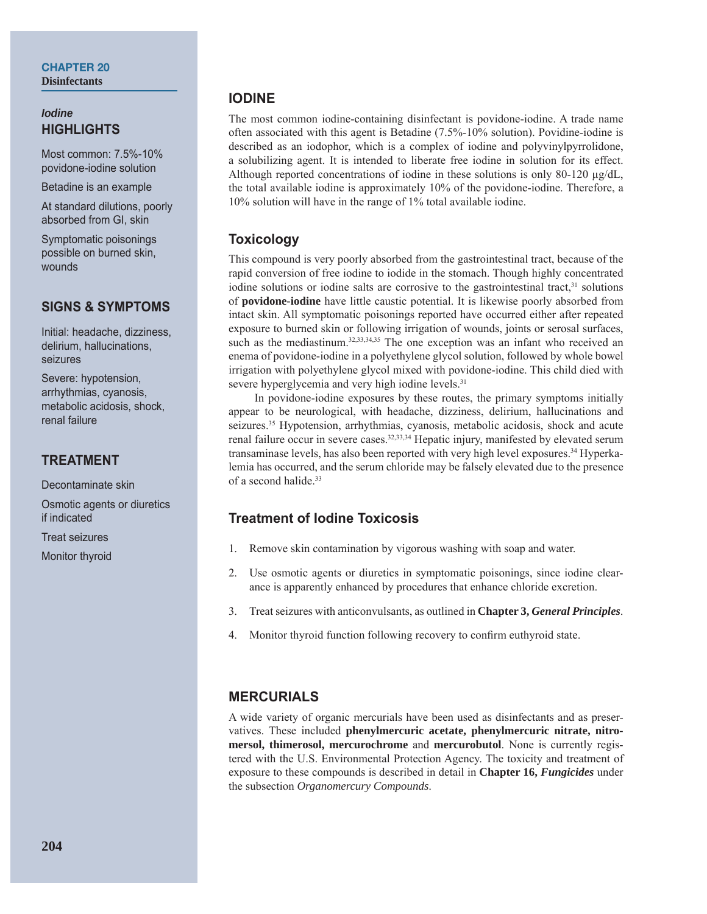**CHAPTER 20**
**Disinfectants**

### *Iodine*
### HIGHLIGHTS

Most common: 7.5%-10% povidone-iodine solution

Betadine is an example

At standard dilutions, poorly absorbed from GI, skin

Symptomatic poisonings possible on burned skin, wounds

### SIGNS & SYMPTOMS

Initial: headache, dizziness, delirium, hallucinations, seizures

Severe: hypotension, arrhythmias, cyanosis, metabolic acidosis, shock, renal failure

### TREATMENT

Decontaminate skin

Osmotic agents or diuretics if indicated

Treat seizures

Monitor thyroid

## IODINE

The most common iodine-containing disinfectant is povidone-iodine. A trade name often associated with this agent is Betadine (7.5%-10% solution). Povidine-iodine is described as an iodophor, which is a complex of iodine and polyvinylpyrrolidone, a solubilizing agent. It is intended to liberate free iodine in solution for its effect. Although reported concentrations of iodine in these solutions is only 80-120 µg/dL, the total available iodine is approximately 10% of the povidone-iodine. Therefore, a 10% solution will have in the range of 1% total available iodine.

### Toxicology

This compound is very poorly absorbed from the gastrointestinal tract, because of the rapid conversion of free iodine to iodide in the stomach. Though highly concentrated iodine solutions or iodine salts are corrosive to the gastrointestinal tract,[31] solutions of **povidone-iodine** have little caustic potential. It is likewise poorly absorbed from intact skin. All symptomatic poisonings reported have occurred either after repeated exposure to burned skin or following irrigation of wounds, joints or serosal surfaces, such as the mediastinum.[32,33,34,35] The one exception was an infant who received an enema of povidone-iodine in a polyethylene glycol solution, followed by whole bowel irrigation with polyethylene glycol mixed with povidone-iodine. This child died with severe hyperglycemia and very high iodine levels.[31]

In povidone-iodine exposures by these routes, the primary symptoms initially appear to be neurological, with headache, dizziness, delirium, hallucinations and seizures.[35] Hypotension, arrhythmias, cyanosis, metabolic acidosis, shock and acute renal failure occur in severe cases.[32,33,34] Hepatic injury, manifested by elevated serum transaminase levels, has also been reported with very high level exposures.[34] Hyperkalemia has occurred, and the serum chloride may be falsely elevated due to the presence of a second halide.[33]

### Treatment of Iodine Toxicosis

1. Remove skin contamination by vigorous washing with soap and water.
2. Use osmotic agents or diuretics in symptomatic poisonings, since iodine clearance is apparently enhanced by procedures that enhance chloride excretion.
3. Treat seizures with anticonvulsants, as outlined in **Chapter 3, *General Principles***.
4. Monitor thyroid function following recovery to confirm euthyroid state.

## MERCURIALS

A wide variety of organic mercurials have been used as disinfectants and as preservatives. These included **phenylmercuric acetate, phenylmercuric nitrate, nitromersol, thimerosol, mercurochrome** and **mercurobutol**. None is currently registered with the U.S. Environmental Protection Agency. The toxicity and treatment of exposure to these compounds is described in detail in **Chapter 16, *Fungicides*** under the subsection *Organomercury Compounds*.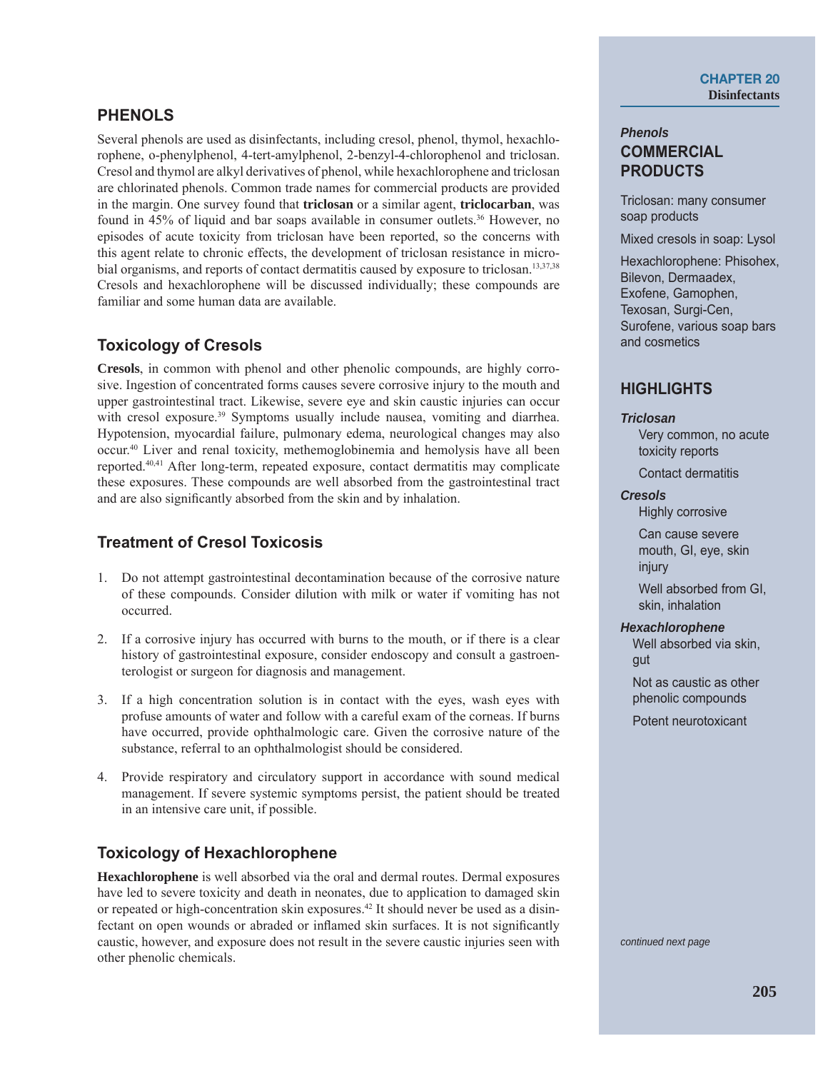## PHENOLS

Several phenols are used as disinfectants, including cresol, phenol, thymol, hexachlorophene, o-phenylphenol, 4-tert-amylphenol, 2-benzyl-4-chlorophenol and triclosan. Cresol and thymol are alkyl derivatives of phenol, while hexachlorophene and triclosan are chlorinated phenols. Common trade names for commercial products are provided in the margin. One survey found that **triclosan** or a similar agent, **triclocarban**, was found in 45% of liquid and bar soaps available in consumer outlets.[36] However, no episodes of acute toxicity from triclosan have been reported, so the concerns with this agent relate to chronic effects, the development of triclosan resistance in microbial organisms, and reports of contact dermatitis caused by exposure to triclosan.[13,37,38] Cresols and hexachlorophene will be discussed individually; these compounds are familiar and some human data are available.

### Toxicology of Cresols

**Cresols**, in common with phenol and other phenolic compounds, are highly corrosive. Ingestion of concentrated forms causes severe corrosive injury to the mouth and upper gastrointestinal tract. Likewise, severe eye and skin caustic injuries can occur with cresol exposure.[39] Symptoms usually include nausea, vomiting and diarrhea. Hypotension, myocardial failure, pulmonary edema, neurological changes may also occur.[40] Liver and renal toxicity, methemoglobinemia and hemolysis have all been reported.[40,41] After long-term, repeated exposure, contact dermatitis may complicate these exposures. These compounds are well absorbed from the gastrointestinal tract and are also significantly absorbed from the skin and by inhalation.

### Treatment of Cresol Toxicosis

1. Do not attempt gastrointestinal decontamination because of the corrosive nature of these compounds. Consider dilution with milk or water if vomiting has not occurred.

2. If a corrosive injury has occurred with burns to the mouth, or if there is a clear history of gastrointestinal exposure, consider endoscopy and consult a gastroenterologist or surgeon for diagnosis and management.

3. If a high concentration solution is in contact with the eyes, wash eyes with profuse amounts of water and follow with a careful exam of the corneas. If burns have occurred, provide ophthalmologic care. Given the corrosive nature of the substance, referral to an ophthalmologist should be considered.

4. Provide respiratory and circulatory support in accordance with sound medical management. If severe systemic symptoms persist, the patient should be treated in an intensive care unit, if possible.

### Toxicology of Hexachlorophene

**Hexachlorophene** is well absorbed via the oral and dermal routes. Dermal exposures have led to severe toxicity and death in neonates, due to application to damaged skin or repeated or high-concentration skin exposures.[42] It should never be used as a disinfectant on open wounds or abraded or inflamed skin surfaces. It is not significantly caustic, however, and exposure does not result in the severe caustic injuries seen with other phenolic chemicals.

*Phenols*

### COMMERCIAL PRODUCTS

Triclosan: many consumer soap products

Mixed cresols in soap: Lysol

Hexachlorophene: Phisohex, Bilevon, Dermaadex, Exofene, Gamophen, Texosan, Surgi-Cen, Surofene, various soap bars and cosmetics

### HIGHLIGHTS

***Triclosan***

- Very common, no acute toxicity reports
- Contact dermatitis

***Cresols***

- Highly corrosive
- Can cause severe mouth, GI, eye, skin injury
- Well absorbed from GI, skin, inhalation

***Hexachlorophene***

- Well absorbed via skin, gut
- Not as caustic as other phenolic compounds
- Potent neurotoxicant

*continued next page*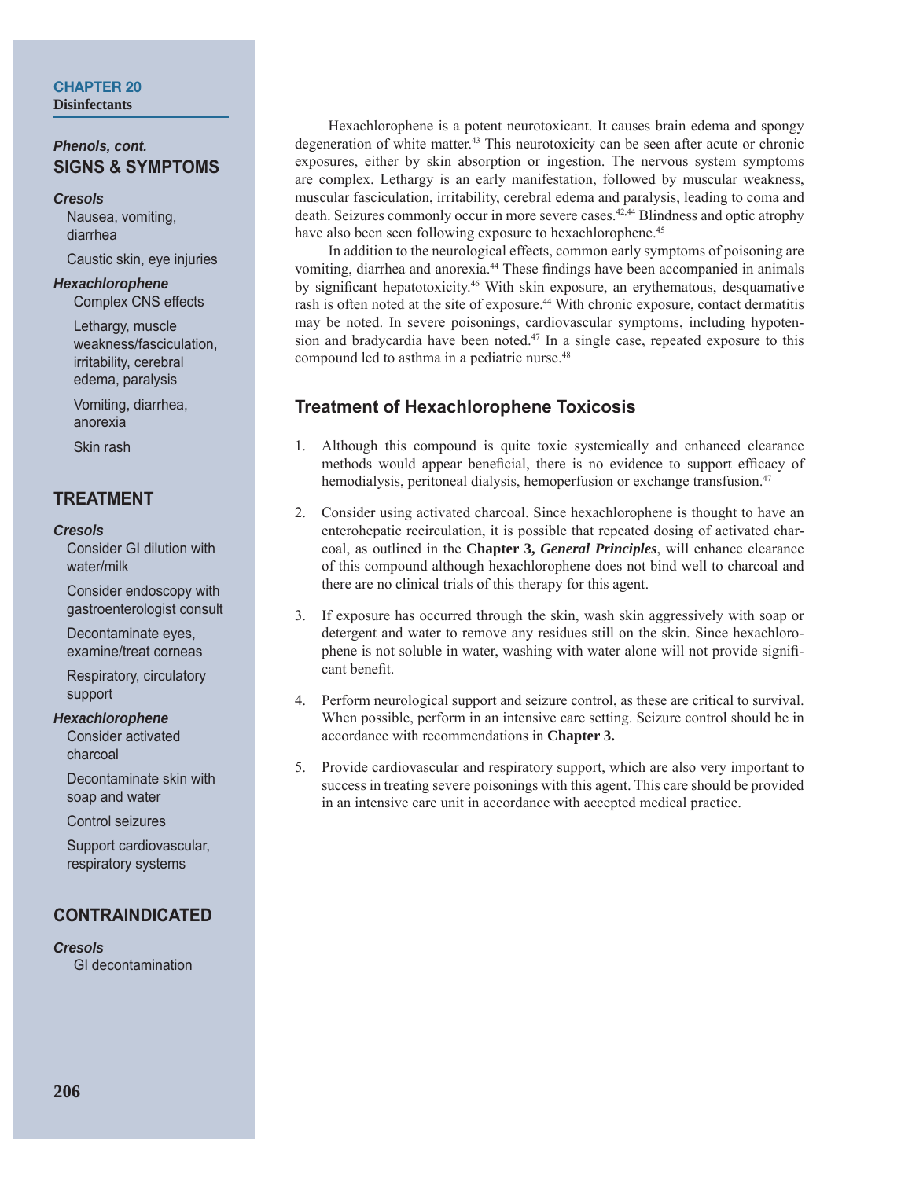**CHAPTER 20**
**Disinfectants**

***Phenols, cont.***

## SIGNS & SYMPTOMS

***Cresols***

Nausea, vomiting, diarrhea

Caustic skin, eye injuries

***Hexachlorophene***

Complex CNS effects

Lethargy, muscle weakness/fasciculation, irritability, cerebral edema, paralysis

Vomiting, diarrhea, anorexia

Skin rash

## TREATMENT

***Cresols***

Consider GI dilution with water/milk

Consider endoscopy with gastroenterologist consult

Decontaminate eyes, examine/treat corneas

Respiratory, circulatory support

***Hexachlorophene***

Consider activated charcoal

Decontaminate skin with soap and water

Control seizures

Support cardiovascular, respiratory systems

## CONTRAINDICATED

***Cresols***

GI decontamination

Hexachlorophene is a potent neurotoxicant. It causes brain edema and spongy degeneration of white matter.[43] This neurotoxicity can be seen after acute or chronic exposures, either by skin absorption or ingestion. The nervous system symptoms are complex. Lethargy is an early manifestation, followed by muscular weakness, muscular fasciculation, irritability, cerebral edema and paralysis, leading to coma and death. Seizures commonly occur in more severe cases.[42,44] Blindness and optic atrophy have also been seen following exposure to hexachlorophene.[45]

In addition to the neurological effects, common early symptoms of poisoning are vomiting, diarrhea and anorexia.[44] These findings have been accompanied in animals by significant hepatotoxicity.[46] With skin exposure, an erythematous, desquamative rash is often noted at the site of exposure.[44] With chronic exposure, contact dermatitis may be noted. In severe poisonings, cardiovascular symptoms, including hypotension and bradycardia have been noted.[47] In a single case, repeated exposure to this compound led to asthma in a pediatric nurse.[48]

### Treatment of Hexachlorophene Toxicosis

1. Although this compound is quite toxic systemically and enhanced clearance methods would appear beneficial, there is no evidence to support efficacy of hemodialysis, peritoneal dialysis, hemoperfusion or exchange transfusion.[47]

2. Consider using activated charcoal. Since hexachlorophene is thought to have an enterohepatic recirculation, it is possible that repeated dosing of activated charcoal, as outlined in the **Chapter 3, *General Principles***, will enhance clearance of this compound although hexachlorophene does not bind well to charcoal and there are no clinical trials of this therapy for this agent.

3. If exposure has occurred through the skin, wash skin aggressively with soap or detergent and water to remove any residues still on the skin. Since hexachlorophene is not soluble in water, washing with water alone will not provide significant benefit.

4. Perform neurological support and seizure control, as these are critical to survival. When possible, perform in an intensive care setting. Seizure control should be in accordance with recommendations in **Chapter 3.**

5. Provide cardiovascular and respiratory support, which are also very important to success in treating severe poisonings with this agent. This care should be provided in an intensive care unit in accordance with accepted medical practice.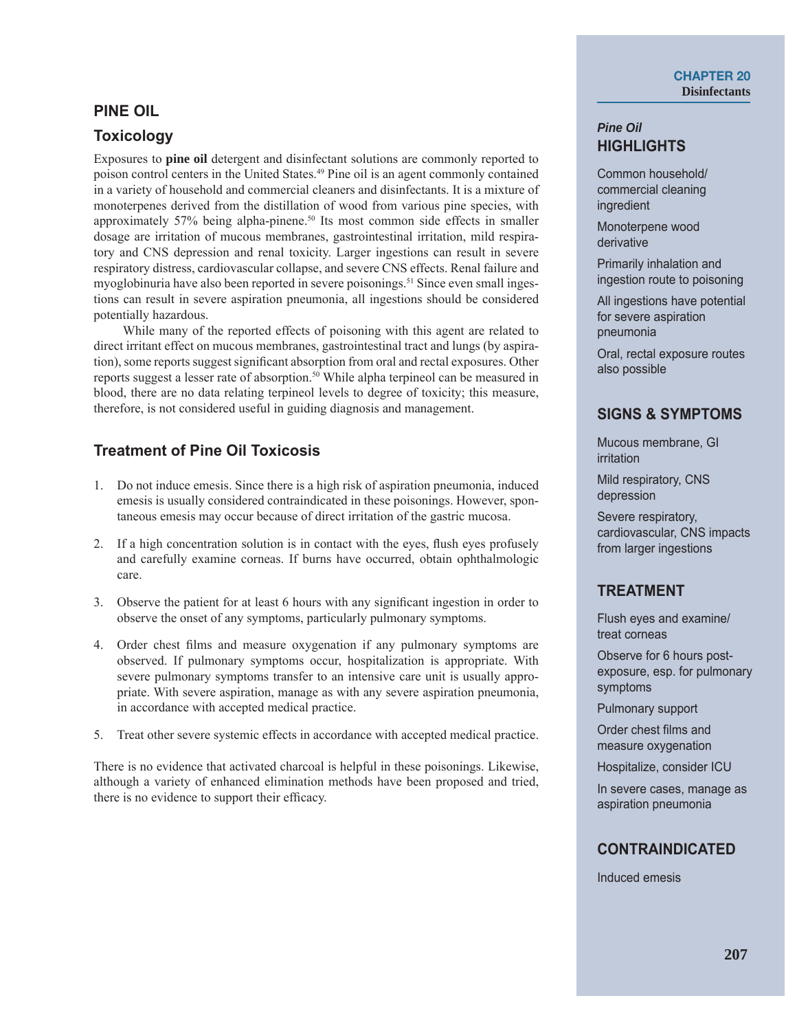## PINE OIL

### Toxicology

Exposures to **pine oil** detergent and disinfectant solutions are commonly reported to poison control centers in the United States.[49] Pine oil is an agent commonly contained in a variety of household and commercial cleaners and disinfectants. It is a mixture of monoterpenes derived from the distillation of wood from various pine species, with approximately 57% being alpha-pinene.[50] Its most common side effects in smaller dosage are irritation of mucous membranes, gastrointestinal irritation, mild respiratory and CNS depression and renal toxicity. Larger ingestions can result in severe respiratory distress, cardiovascular collapse, and severe CNS effects. Renal failure and myoglobinuria have also been reported in severe poisonings.[51] Since even small ingestions can result in severe aspiration pneumonia, all ingestions should be considered potentially hazardous.

While many of the reported effects of poisoning with this agent are related to direct irritant effect on mucous membranes, gastrointestinal tract and lungs (by aspiration), some reports suggest significant absorption from oral and rectal exposures. Other reports suggest a lesser rate of absorption.[50] While alpha terpineol can be measured in blood, there are no data relating terpineol levels to degree of toxicity; this measure, therefore, is not considered useful in guiding diagnosis and management.

### Treatment of Pine Oil Toxicosis

1. Do not induce emesis. Since there is a high risk of aspiration pneumonia, induced emesis is usually considered contraindicated in these poisonings. However, spontaneous emesis may occur because of direct irritation of the gastric mucosa.
2. If a high concentration solution is in contact with the eyes, flush eyes profusely and carefully examine corneas. If burns have occurred, obtain ophthalmologic care.
3. Observe the patient for at least 6 hours with any significant ingestion in order to observe the onset of any symptoms, particularly pulmonary symptoms.
4. Order chest films and measure oxygenation if any pulmonary symptoms are observed. If pulmonary symptoms occur, hospitalization is appropriate. With severe pulmonary symptoms transfer to an intensive care unit is usually appropriate. With severe aspiration, manage as with any severe aspiration pneumonia, in accordance with accepted medical practice.
5. Treat other severe systemic effects in accordance with accepted medical practice.

There is no evidence that activated charcoal is helpful in these poisonings. Likewise, although a variety of enhanced elimination methods have been proposed and tried, there is no evidence to support their efficacy.

*Pine Oil*

### HIGHLIGHTS

Common household/commercial cleaning ingredient

Monoterpene wood derivative

Primarily inhalation and ingestion route to poisoning

All ingestions have potential for severe aspiration pneumonia

Oral, rectal exposure routes also possible

### SIGNS & SYMPTOMS

Mucous membrane, GI irritation

Mild respiratory, CNS depression

Severe respiratory, cardiovascular, CNS impacts from larger ingestions

### TREATMENT

Flush eyes and examine/treat corneas

Observe for 6 hours post-exposure, esp. for pulmonary symptoms

Pulmonary support

Order chest films and measure oxygenation

Hospitalize, consider ICU

In severe cases, manage as aspiration pneumonia

### CONTRAINDICATED

Induced emesis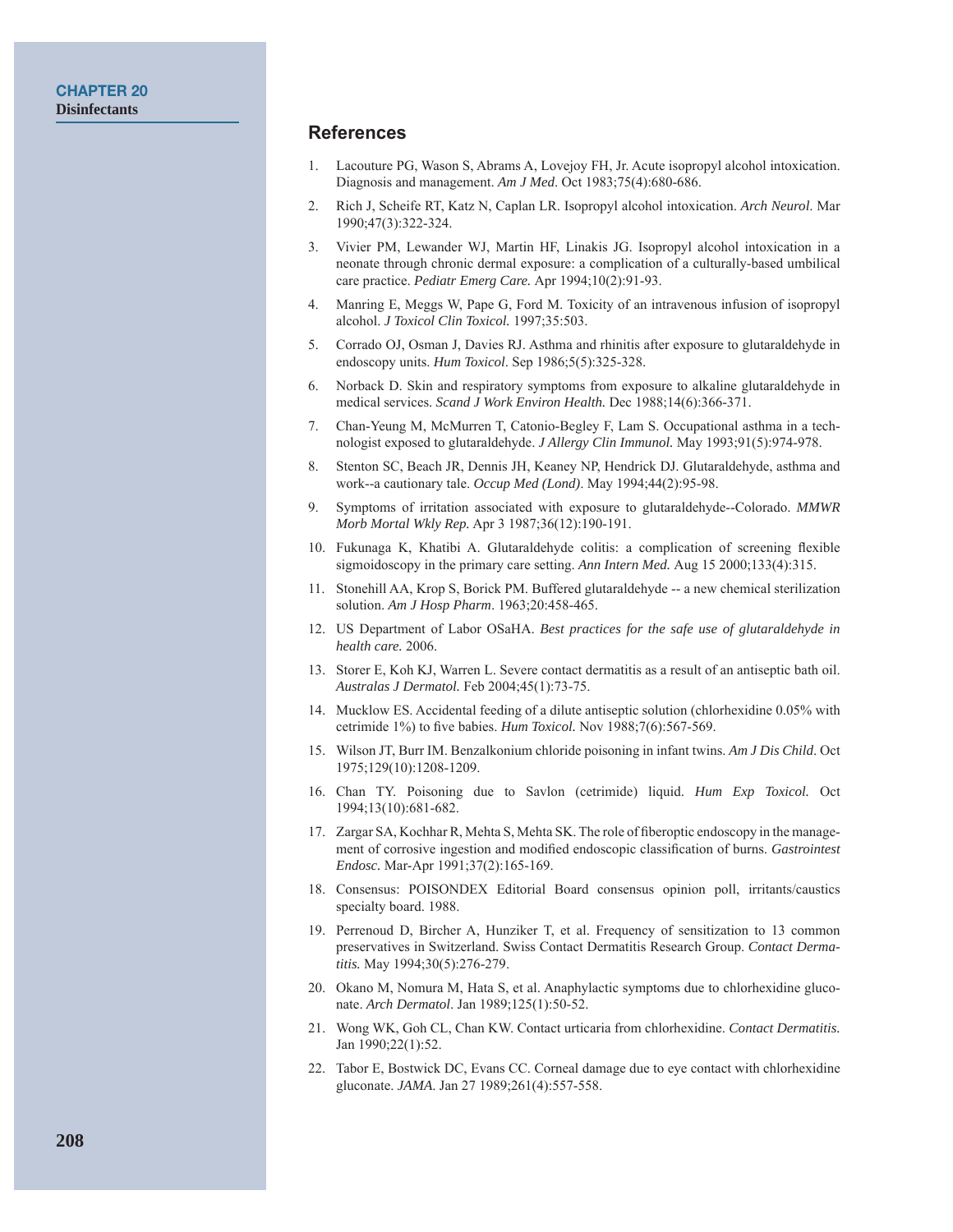## References

1. Lacouture PG, Wason S, Abrams A, Lovejoy FH, Jr. Acute isopropyl alcohol intoxication. Diagnosis and management. *Am J Med*. Oct 1983;75(4):680-686.
2. Rich J, Scheife RT, Katz N, Caplan LR. Isopropyl alcohol intoxication. *Arch Neurol*. Mar 1990;47(3):322-324.
3. Vivier PM, Lewander WJ, Martin HF, Linakis JG. Isopropyl alcohol intoxication in a neonate through chronic dermal exposure: a complication of a culturally-based umbilical care practice. *Pediatr Emerg Care.* Apr 1994;10(2):91-93.
4. Manring E, Meggs W, Pape G, Ford M. Toxicity of an intravenous infusion of isopropyl alcohol. *J Toxicol Clin Toxicol.* 1997;35:503.
5. Corrado OJ, Osman J, Davies RJ. Asthma and rhinitis after exposure to glutaraldehyde in endoscopy units. *Hum Toxicol*. Sep 1986;5(5):325-328.
6. Norback D. Skin and respiratory symptoms from exposure to alkaline glutaraldehyde in medical services. *Scand J Work Environ Health.* Dec 1988;14(6):366-371.
7. Chan-Yeung M, McMurren T, Catonio-Begley F, Lam S. Occupational asthma in a technologist exposed to glutaraldehyde. *J Allergy Clin Immunol.* May 1993;91(5):974-978.
8. Stenton SC, Beach JR, Dennis JH, Keaney NP, Hendrick DJ. Glutaraldehyde, asthma and work--a cautionary tale. *Occup Med (Lond)*. May 1994;44(2):95-98.
9. Symptoms of irritation associated with exposure to glutaraldehyde--Colorado. *MMWR Morb Mortal Wkly Rep.* Apr 3 1987;36(12):190-191.
10. Fukunaga K, Khatibi A. Glutaraldehyde colitis: a complication of screening flexible sigmoidoscopy in the primary care setting. *Ann Intern Med.* Aug 15 2000;133(4):315.
11. Stonehill AA, Krop S, Borick PM. Buffered glutaraldehyde -- a new chemical sterilization solution. *Am J Hosp Pharm*. 1963;20:458-465.
12. US Department of Labor OSaHA. *Best practices for the safe use of glutaraldehyde in health care.* 2006.
13. Storer E, Koh KJ, Warren L. Severe contact dermatitis as a result of an antiseptic bath oil. *Australas J Dermatol.* Feb 2004;45(1):73-75.
14. Mucklow ES. Accidental feeding of a dilute antiseptic solution (chlorhexidine 0.05% with cetrimide 1%) to five babies. *Hum Toxicol.* Nov 1988;7(6):567-569.
15. Wilson JT, Burr IM. Benzalkonium chloride poisoning in infant twins. *Am J Dis Child*. Oct 1975;129(10):1208-1209.
16. Chan TY. Poisoning due to Savlon (cetrimide) liquid. *Hum Exp Toxicol.* Oct 1994;13(10):681-682.
17. Zargar SA, Kochhar R, Mehta S, Mehta SK. The role of fiberoptic endoscopy in the management of corrosive ingestion and modified endoscopic classification of burns. *Gastrointest Endosc.* Mar-Apr 1991;37(2):165-169.
18. Consensus: POISONDEX Editorial Board consensus opinion poll, irritants/caustics specialty board. 1988.
19. Perrenoud D, Bircher A, Hunziker T, et al. Frequency of sensitization to 13 common preservatives in Switzerland. Swiss Contact Dermatitis Research Group. *Contact Dermatitis.* May 1994;30(5):276-279.
20. Okano M, Nomura M, Hata S, et al. Anaphylactic symptoms due to chlorhexidine gluconate. *Arch Dermatol*. Jan 1989;125(1):50-52.
21. Wong WK, Goh CL, Chan KW. Contact urticaria from chlorhexidine. *Contact Dermatitis.* Jan 1990;22(1):52.
22. Tabor E, Bostwick DC, Evans CC. Corneal damage due to eye contact with chlorhexidine gluconate. *JAMA*. Jan 27 1989;261(4):557-558.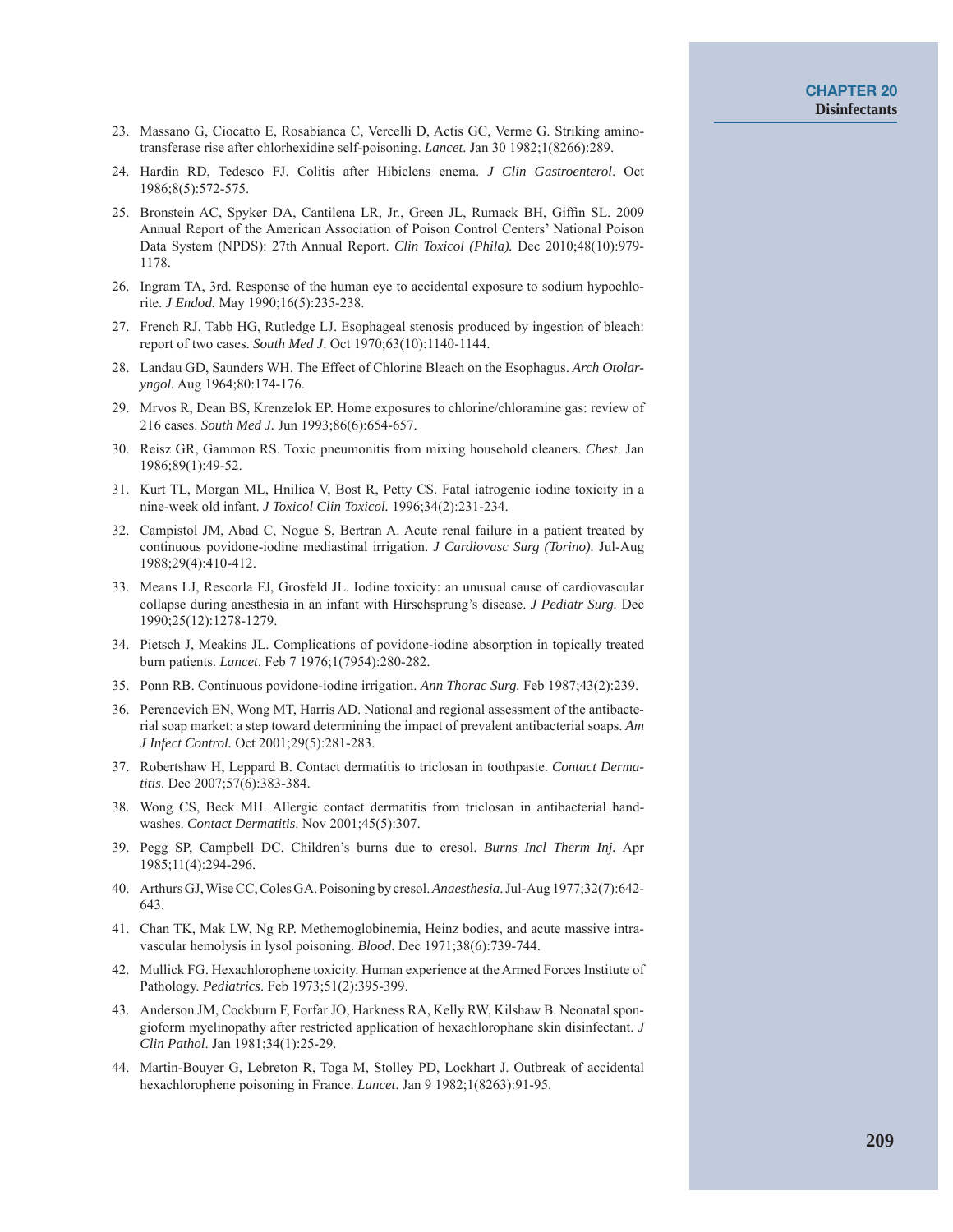23. Massano G, Ciocatto E, Rosabianca C, Vercelli D, Actis GC, Verme G. Striking aminotransferase rise after chlorhexidine self-poisoning. *Lancet*. Jan 30 1982;1(8266):289.

24. Hardin RD, Tedesco FJ. Colitis after Hibiclens enema. *J Clin Gastroenterol*. Oct 1986;8(5):572-575.

25. Bronstein AC, Spyker DA, Cantilena LR, Jr., Green JL, Rumack BH, Giffin SL. 2009 Annual Report of the American Association of Poison Control Centers' National Poison Data System (NPDS): 27th Annual Report. *Clin Toxicol (Phila).* Dec 2010;48(10):979-1178.

26. Ingram TA, 3rd. Response of the human eye to accidental exposure to sodium hypochlorite. *J Endod.* May 1990;16(5):235-238.

27. French RJ, Tabb HG, Rutledge LJ. Esophageal stenosis produced by ingestion of bleach: report of two cases. *South Med J*. Oct 1970;63(10):1140-1144.

28. Landau GD, Saunders WH. The Effect of Chlorine Bleach on the Esophagus. *Arch Otolaryngol.* Aug 1964;80:174-176.

29. Mrvos R, Dean BS, Krenzelok EP. Home exposures to chlorine/chloramine gas: review of 216 cases. *South Med J*. Jun 1993;86(6):654-657.

30. Reisz GR, Gammon RS. Toxic pneumonitis from mixing household cleaners. *Chest*. Jan 1986;89(1):49-52.

31. Kurt TL, Morgan ML, Hnilica V, Bost R, Petty CS. Fatal iatrogenic iodine toxicity in a nine-week old infant. *J Toxicol Clin Toxicol.* 1996;34(2):231-234.

32. Campistol JM, Abad C, Nogue S, Bertran A. Acute renal failure in a patient treated by continuous povidone-iodine mediastinal irrigation. *J Cardiovasc Surg (Torino).* Jul-Aug 1988;29(4):410-412.

33. Means LJ, Rescorla FJ, Grosfeld JL. Iodine toxicity: an unusual cause of cardiovascular collapse during anesthesia in an infant with Hirschsprung's disease. *J Pediatr Surg.* Dec 1990;25(12):1278-1279.

34. Pietsch J, Meakins JL. Complications of povidone-iodine absorption in topically treated burn patients. *Lancet*. Feb 7 1976;1(7954):280-282.

35. Ponn RB. Continuous povidone-iodine irrigation. *Ann Thorac Surg.* Feb 1987;43(2):239.

36. Perencevich EN, Wong MT, Harris AD. National and regional assessment of the antibacterial soap market: a step toward determining the impact of prevalent antibacterial soaps. *Am J Infect Control.* Oct 2001;29(5):281-283.

37. Robertshaw H, Leppard B. Contact dermatitis to triclosan in toothpaste. *Contact Dermatitis*. Dec 2007;57(6):383-384.

38. Wong CS, Beck MH. Allergic contact dermatitis from triclosan in antibacterial handwashes. *Contact Dermatitis*. Nov 2001;45(5):307.

39. Pegg SP, Campbell DC. Children's burns due to cresol. *Burns Incl Therm Inj.* Apr 1985;11(4):294-296.

40. Arthurs GJ, Wise CC, Coles GA. Poisoning by cresol. *Anaesthesia*. Jul-Aug 1977;32(7):642-643.

41. Chan TK, Mak LW, Ng RP. Methemoglobinemia, Heinz bodies, and acute massive intravascular hemolysis in lysol poisoning. *Blood*. Dec 1971;38(6):739-744.

42. Mullick FG. Hexachlorophene toxicity. Human experience at the Armed Forces Institute of Pathology. *Pediatrics*. Feb 1973;51(2):395-399.

43. Anderson JM, Cockburn F, Forfar JO, Harkness RA, Kelly RW, Kilshaw B. Neonatal spongioform myelinopathy after restricted application of hexachlorophane skin disinfectant. *J Clin Pathol*. Jan 1981;34(1):25-29.

44. Martin-Bouyer G, Lebreton R, Toga M, Stolley PD, Lockhart J. Outbreak of accidental hexachlorophene poisoning in France. *Lancet*. Jan 9 1982;1(8263):91-95.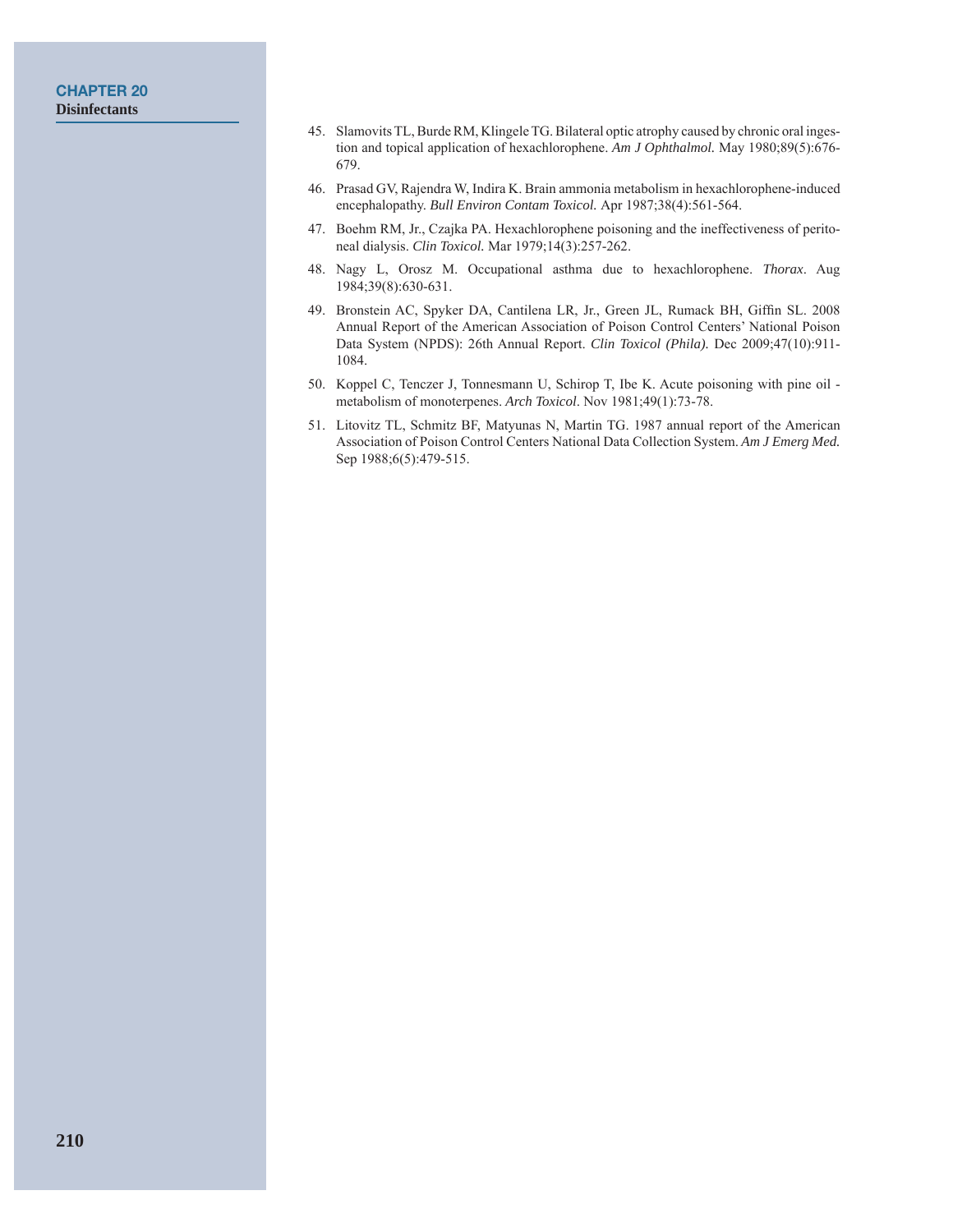45. Slamovits TL, Burde RM, Klingele TG. Bilateral optic atrophy caused by chronic oral ingestion and topical application of hexachlorophene. *Am J Ophthalmol.* May 1980;89(5):676-679.

46. Prasad GV, Rajendra W, Indira K. Brain ammonia metabolism in hexachlorophene-induced encephalopathy. *Bull Environ Contam Toxicol.* Apr 1987;38(4):561-564.

47. Boehm RM, Jr., Czajka PA. Hexachlorophene poisoning and the ineffectiveness of peritoneal dialysis. *Clin Toxicol.* Mar 1979;14(3):257-262.

48. Nagy L, Orosz M. Occupational asthma due to hexachlorophene. *Thorax*. Aug 1984;39(8):630-631.

49. Bronstein AC, Spyker DA, Cantilena LR, Jr., Green JL, Rumack BH, Giffin SL. 2008 Annual Report of the American Association of Poison Control Centers' National Poison Data System (NPDS): 26th Annual Report. *Clin Toxicol (Phila).* Dec 2009;47(10):911-1084.

50. Koppel C, Tenczer J, Tonnesmann U, Schirop T, Ibe K. Acute poisoning with pine oil - metabolism of monoterpenes. *Arch Toxicol*. Nov 1981;49(1):73-78.

51. Litovitz TL, Schmitz BF, Matyunas N, Martin TG. 1987 annual report of the American Association of Poison Control Centers National Data Collection System. *Am J Emerg Med.* Sep 1988;6(5):479-515.